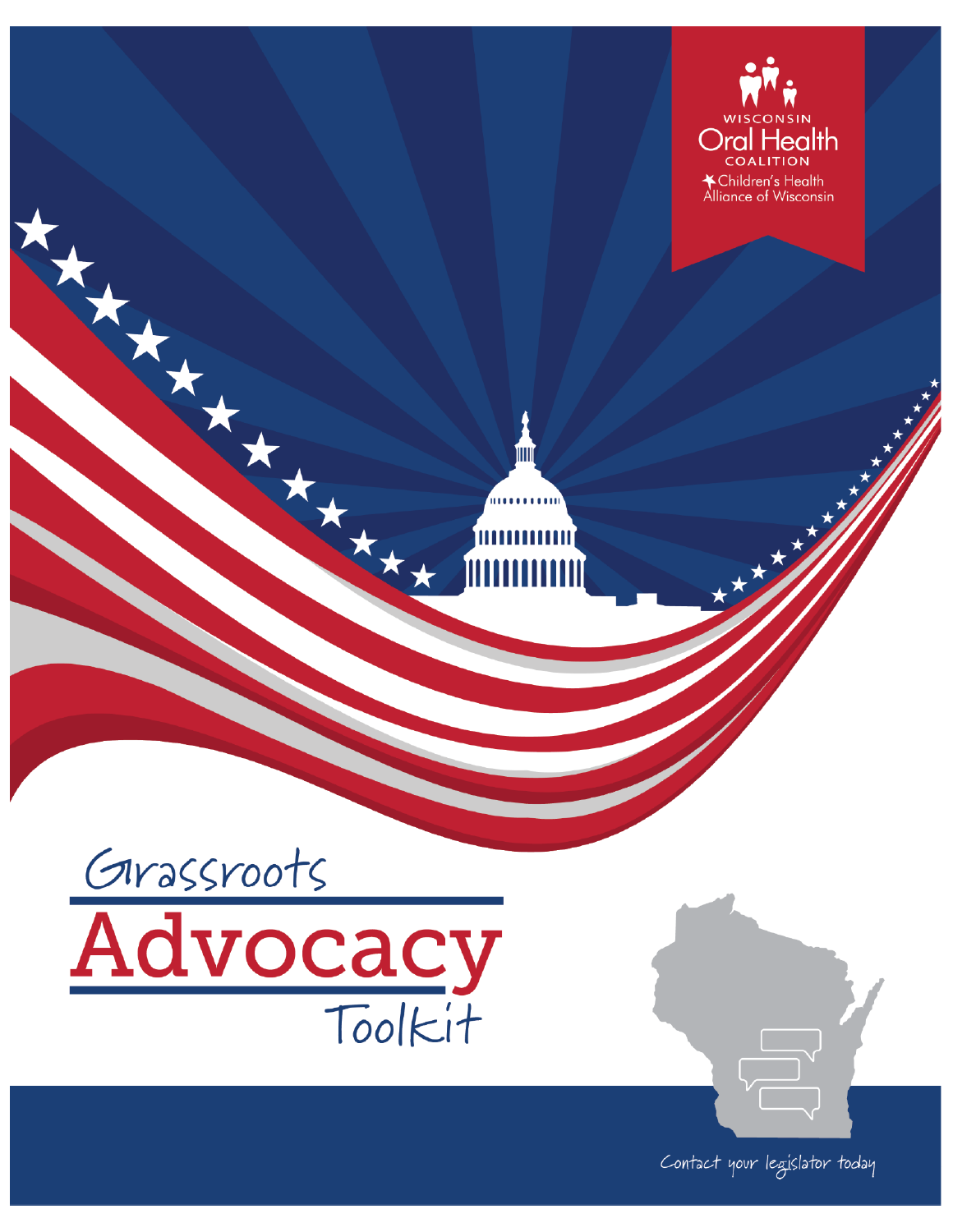WISCONSIN
Oral Health
COALITION
Children's Health Alliance of Wisconsin

# Grassroots Advocacy Toolkit

Contact your legislator today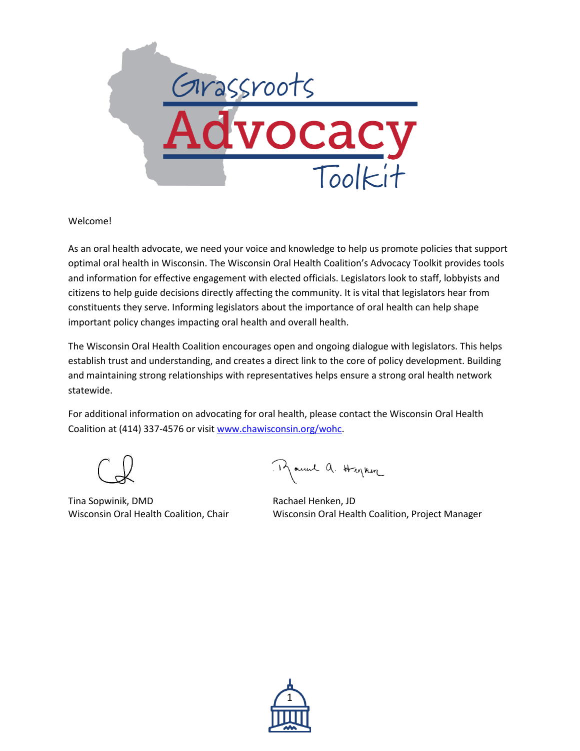# Grassroots Advocacy Toolkit

Welcome!

As an oral health advocate, we need your voice and knowledge to help us promote policies that support optimal oral health in Wisconsin. The Wisconsin Oral Health Coalition's Advocacy Toolkit provides tools and information for effective engagement with elected officials. Legislators look to staff, lobbyists and citizens to help guide decisions directly affecting the community. It is vital that legislators hear from constituents they serve. Informing legislators about the importance of oral health can help shape important policy changes impacting oral health and overall health.

The Wisconsin Oral Health Coalition encourages open and ongoing dialogue with legislators. This helps establish trust and understanding, and creates a direct link to the core of policy development. Building and maintaining strong relationships with representatives helps ensure a strong oral health network statewide.

For additional information on advocating for oral health, please contact the Wisconsin Oral Health Coalition at (414) 337-4576 or visit [www.chawisconsin.org/wohc](http://www.chawisconsin.org/wohc).

Tina Sopwinik, DMD
Wisconsin Oral Health Coalition, Chair

Rachael Henken, JD
Wisconsin Oral Health Coalition, Project Manager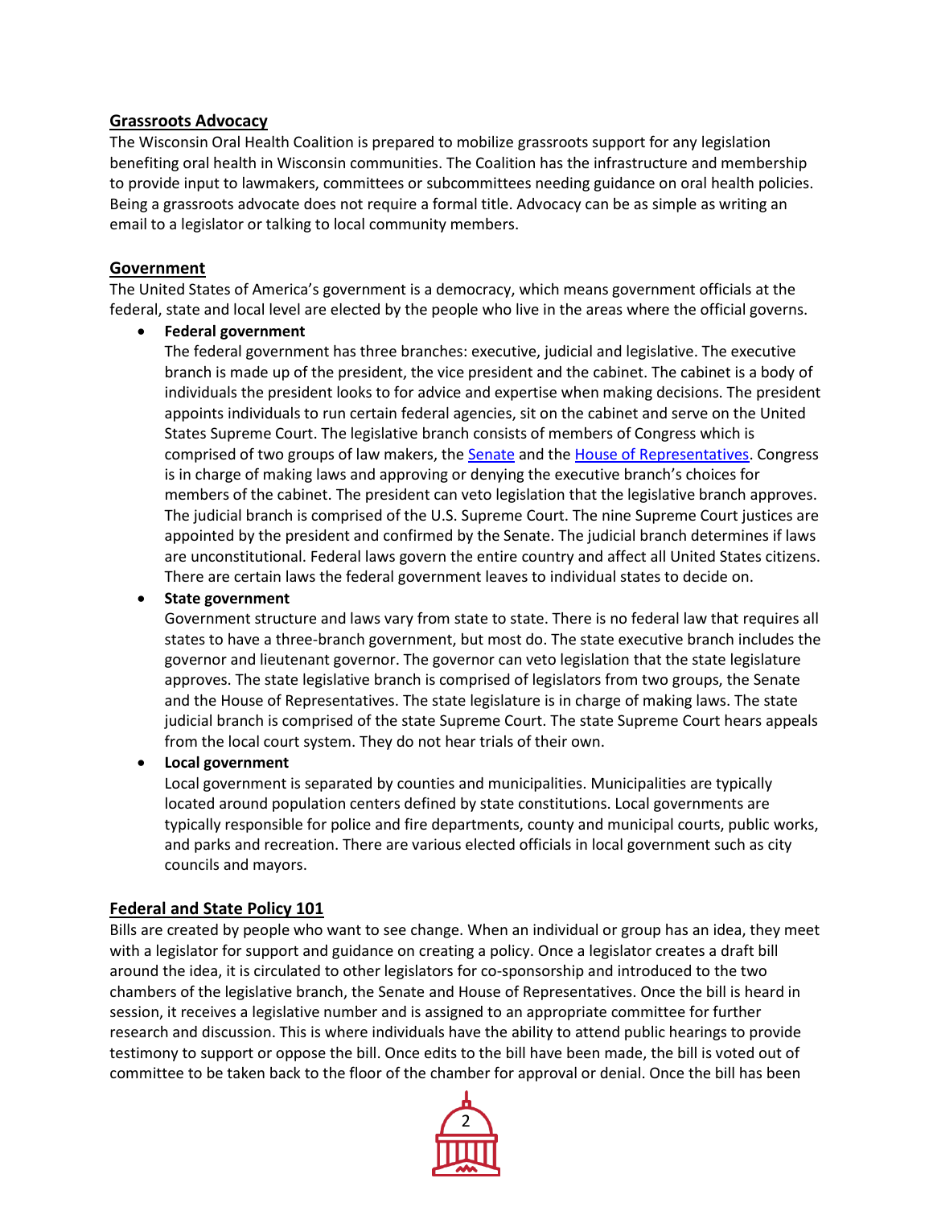## Grassroots Advocacy

The Wisconsin Oral Health Coalition is prepared to mobilize grassroots support for any legislation benefiting oral health in Wisconsin communities. The Coalition has the infrastructure and membership to provide input to lawmakers, committees or subcommittees needing guidance on oral health policies. Being a grassroots advocate does not require a formal title. Advocacy can be as simple as writing an email to a legislator or talking to local community members.

## Government

The United States of America's government is a democracy, which means government officials at the federal, state and local level are elected by the people who live in the areas where the official governs.

- **Federal government**
  The federal government has three branches: executive, judicial and legislative. The executive branch is made up of the president, the vice president and the cabinet. The cabinet is a body of individuals the president looks to for advice and expertise when making decisions. The president appoints individuals to run certain federal agencies, sit on the cabinet and serve on the United States Supreme Court. The legislative branch consists of members of Congress which is comprised of two groups of law makers, the Senate and the House of Representatives. Congress is in charge of making laws and approving or denying the executive branch's choices for members of the cabinet. The president can veto legislation that the legislative branch approves. The judicial branch is comprised of the U.S. Supreme Court. The nine Supreme Court justices are appointed by the president and confirmed by the Senate. The judicial branch determines if laws are unconstitutional. Federal laws govern the entire country and affect all United States citizens. There are certain laws the federal government leaves to individual states to decide on.
- **State government**
  Government structure and laws vary from state to state. There is no federal law that requires all states to have a three-branch government, but most do. The state executive branch includes the governor and lieutenant governor. The governor can veto legislation that the state legislature approves. The state legislative branch is comprised of legislators from two groups, the Senate and the House of Representatives. The state legislature is in charge of making laws. The state judicial branch is comprised of the state Supreme Court. The state Supreme Court hears appeals from the local court system. They do not hear trials of their own.
- **Local government**
  Local government is separated by counties and municipalities. Municipalities are typically located around population centers defined by state constitutions. Local governments are typically responsible for police and fire departments, county and municipal courts, public works, and parks and recreation. There are various elected officials in local government such as city councils and mayors.

## Federal and State Policy 101

Bills are created by people who want to see change. When an individual or group has an idea, they meet with a legislator for support and guidance on creating a policy. Once a legislator creates a draft bill around the idea, it is circulated to other legislators for co-sponsorship and introduced to the two chambers of the legislative branch, the Senate and House of Representatives. Once the bill is heard in session, it receives a legislative number and is assigned to an appropriate committee for further research and discussion. This is where individuals have the ability to attend public hearings to provide testimony to support or oppose the bill. Once edits to the bill have been made, the bill is voted out of committee to be taken back to the floor of the chamber for approval or denial. Once the bill has been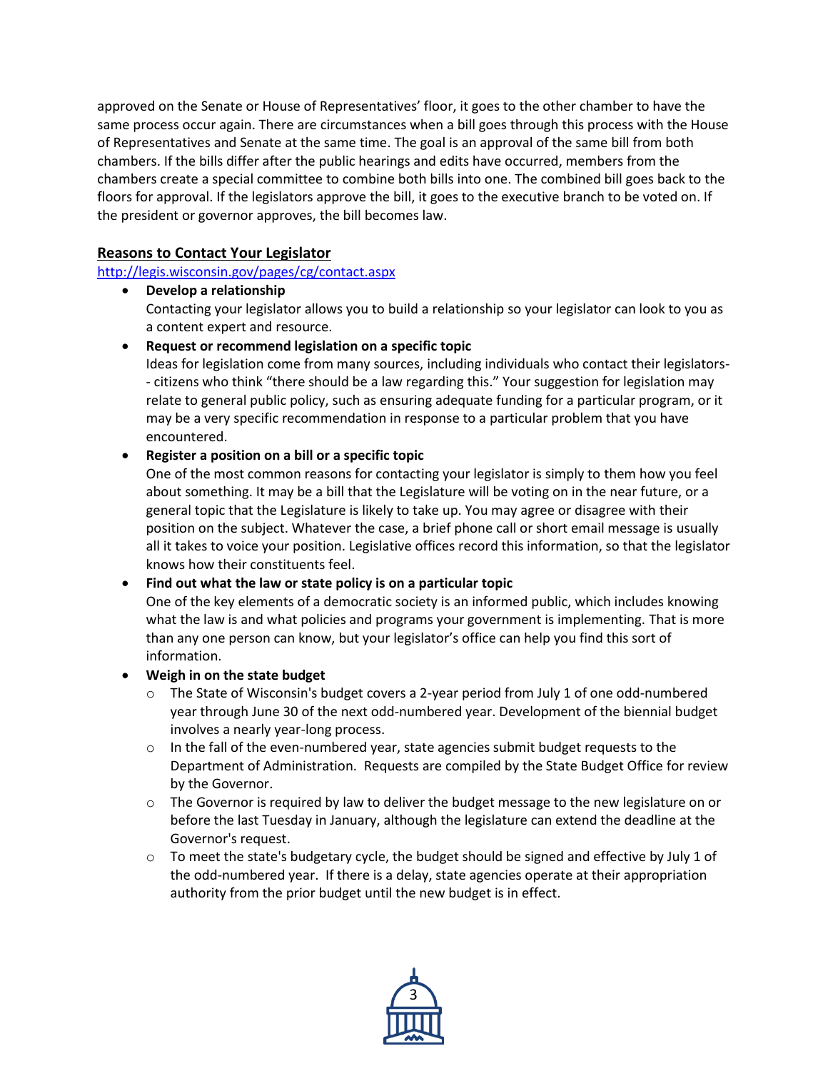approved on the Senate or House of Representatives' floor, it goes to the other chamber to have the same process occur again. There are circumstances when a bill goes through this process with the House of Representatives and Senate at the same time. The goal is an approval of the same bill from both chambers. If the bills differ after the public hearings and edits have occurred, members from the chambers create a special committee to combine both bills into one. The combined bill goes back to the floors for approval. If the legislators approve the bill, it goes to the executive branch to be voted on. If the president or governor approves, the bill becomes law.

## Reasons to Contact Your Legislator

http://legis.wisconsin.gov/pages/cg/contact.aspx

- **Develop a relationship**
  Contacting your legislator allows you to build a relationship so your legislator can look to you as a content expert and resource.
- **Request or recommend legislation on a specific topic**
  Ideas for legislation come from many sources, including individuals who contact their legislators--citizens who think "there should be a law regarding this." Your suggestion for legislation may relate to general public policy, such as ensuring adequate funding for a particular program, or it may be a very specific recommendation in response to a particular problem that you have encountered.
- **Register a position on a bill or a specific topic**
  One of the most common reasons for contacting your legislator is simply to them how you feel about something. It may be a bill that the Legislature will be voting on in the near future, or a general topic that the Legislature is likely to take up. You may agree or disagree with their position on the subject. Whatever the case, a brief phone call or short email message is usually all it takes to voice your position. Legislative offices record this information, so that the legislator knows how their constituents feel.
- **Find out what the law or state policy is on a particular topic**
  One of the key elements of a democratic society is an informed public, which includes knowing what the law is and what policies and programs your government is implementing. That is more than any one person can know, but your legislator's office can help you find this sort of information.
- **Weigh in on the state budget**
  - The State of Wisconsin's budget covers a 2-year period from July 1 of one odd-numbered year through June 30 of the next odd-numbered year. Development of the biennial budget involves a nearly year-long process.
  - In the fall of the even-numbered year, state agencies submit budget requests to the Department of Administration. Requests are compiled by the State Budget Office for review by the Governor.
  - The Governor is required by law to deliver the budget message to the new legislature on or before the last Tuesday in January, although the legislature can extend the deadline at the Governor's request.
  - To meet the state's budgetary cycle, the budget should be signed and effective by July 1 of the odd-numbered year. If there is a delay, state agencies operate at their appropriation authority from the prior budget until the new budget is in effect.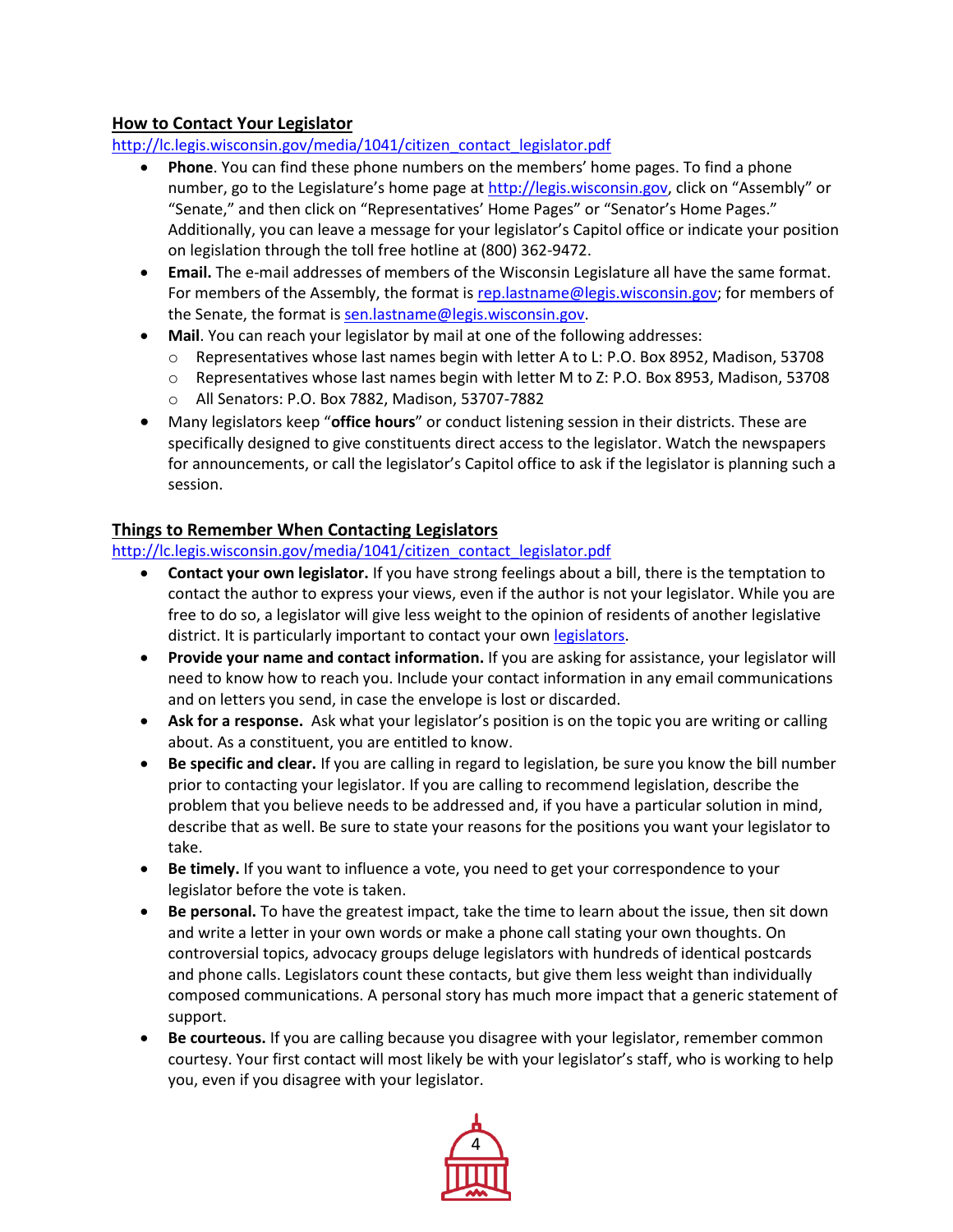## How to Contact Your Legislator

http://lc.legis.wisconsin.gov/media/1041/citizen_contact_legislator.pdf

- **Phone**. You can find these phone numbers on the members' home pages. To find a phone number, go to the Legislature's home page at http://legis.wisconsin.gov, click on "Assembly" or "Senate," and then click on "Representatives' Home Pages" or "Senator's Home Pages." Additionally, you can leave a message for your legislator's Capitol office or indicate your position on legislation through the toll free hotline at (800) 362-9472.
- **Email.** The e-mail addresses of members of the Wisconsin Legislature all have the same format. For members of the Assembly, the format is rep.lastname@legis.wisconsin.gov; for members of the Senate, the format is sen.lastname@legis.wisconsin.gov.
- **Mail**. You can reach your legislator by mail at one of the following addresses:
  - Representatives whose last names begin with letter A to L: P.O. Box 8952, Madison, 53708
  - Representatives whose last names begin with letter M to Z: P.O. Box 8953, Madison, 53708
  - All Senators: P.O. Box 7882, Madison, 53707-7882
- Many legislators keep "**office hours**" or conduct listening session in their districts. These are specifically designed to give constituents direct access to the legislator. Watch the newspapers for announcements, or call the legislator's Capitol office to ask if the legislator is planning such a session.

## Things to Remember When Contacting Legislators

http://lc.legis.wisconsin.gov/media/1041/citizen_contact_legislator.pdf

- **Contact your own legislator.** If you have strong feelings about a bill, there is the temptation to contact the author to express your views, even if the author is not your legislator. While you are free to do so, a legislator will give less weight to the opinion of residents of another legislative district. It is particularly important to contact your own legislators.
- **Provide your name and contact information.** If you are asking for assistance, your legislator will need to know how to reach you. Include your contact information in any email communications and on letters you send, in case the envelope is lost or discarded.
- **Ask for a response.** Ask what your legislator's position is on the topic you are writing or calling about. As a constituent, you are entitled to know.
- **Be specific and clear.** If you are calling in regard to legislation, be sure you know the bill number prior to contacting your legislator. If you are calling to recommend legislation, describe the problem that you believe needs to be addressed and, if you have a particular solution in mind, describe that as well. Be sure to state your reasons for the positions you want your legislator to take.
- **Be timely.** If you want to influence a vote, you need to get your correspondence to your legislator before the vote is taken.
- **Be personal.** To have the greatest impact, take the time to learn about the issue, then sit down and write a letter in your own words or make a phone call stating your own thoughts. On controversial topics, advocacy groups deluge legislators with hundreds of identical postcards and phone calls. Legislators count these contacts, but give them less weight than individually composed communications. A personal story has much more impact that a generic statement of support.
- **Be courteous.** If you are calling because you disagree with your legislator, remember common courtesy. Your first contact will most likely be with your legislator's staff, who is working to help you, even if you disagree with your legislator.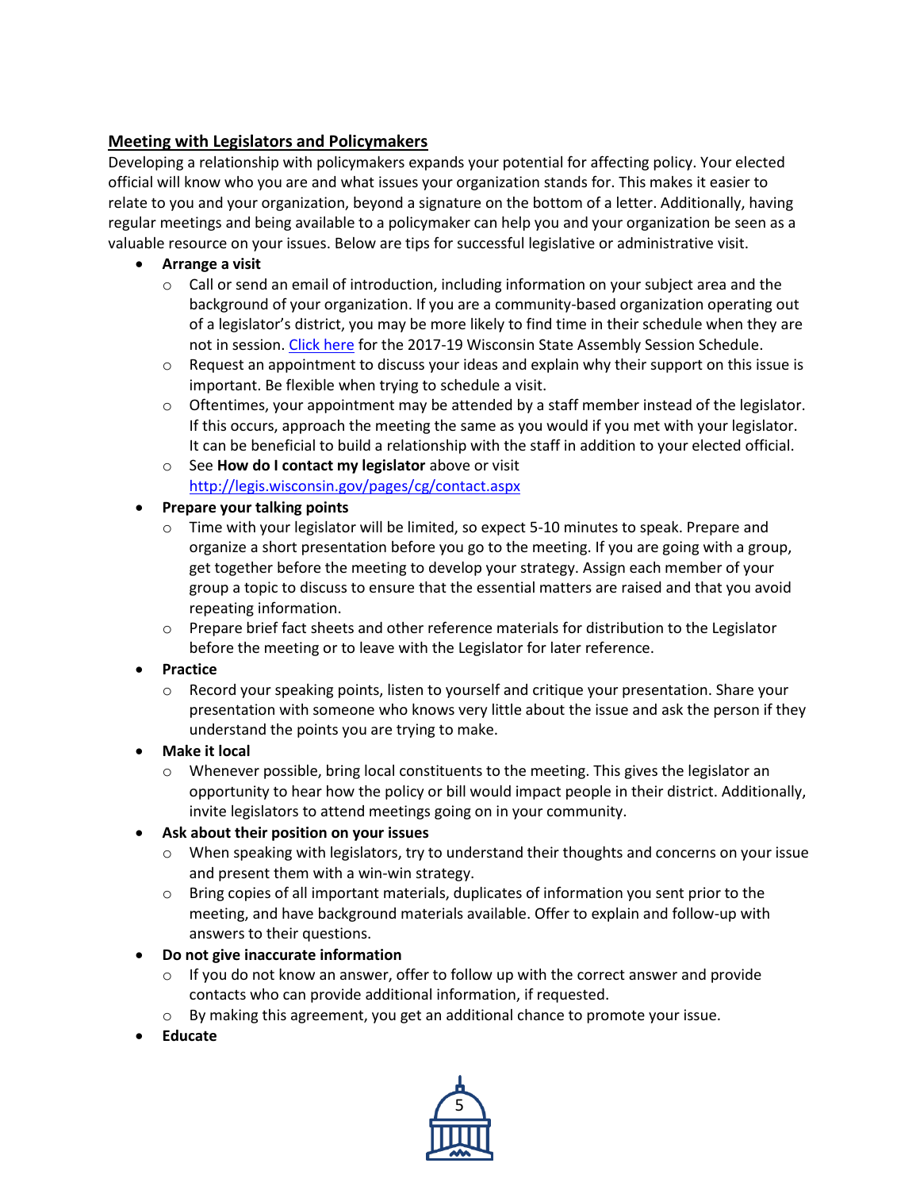**Meeting with Legislators and Policymakers**

Developing a relationship with policymakers expands your potential for affecting policy. Your elected official will know who you are and what issues your organization stands for. This makes it easier to relate to you and your organization, beyond a signature on the bottom of a letter. Additionally, having regular meetings and being available to a policymaker can help you and your organization be seen as a valuable resource on your issues. Below are tips for successful legislative or administrative visit.

- **Arrange a visit**
  - Call or send an email of introduction, including information on your subject area and the background of your organization. If you are a community-based organization operating out of a legislator's district, you may be more likely to find time in their schedule when they are not in session. [Click here]() for the 2017-19 Wisconsin State Assembly Session Schedule.
  - Request an appointment to discuss your ideas and explain why their support on this issue is important. Be flexible when trying to schedule a visit.
  - Oftentimes, your appointment may be attended by a staff member instead of the legislator. If this occurs, approach the meeting the same as you would if you met with your legislator. It can be beneficial to build a relationship with the staff in addition to your elected official.
  - See **How do I contact my legislator** above or visit http://legis.wisconsin.gov/pages/cg/contact.aspx
- **Prepare your talking points**
  - Time with your legislator will be limited, so expect 5-10 minutes to speak. Prepare and organize a short presentation before you go to the meeting. If you are going with a group, get together before the meeting to develop your strategy. Assign each member of your group a topic to discuss to ensure that the essential matters are raised and that you avoid repeating information.
  - Prepare brief fact sheets and other reference materials for distribution to the Legislator before the meeting or to leave with the Legislator for later reference.
- **Practice**
  - Record your speaking points, listen to yourself and critique your presentation. Share your presentation with someone who knows very little about the issue and ask the person if they understand the points you are trying to make.
- **Make it local**
  - Whenever possible, bring local constituents to the meeting. This gives the legislator an opportunity to hear how the policy or bill would impact people in their district. Additionally, invite legislators to attend meetings going on in your community.
- **Ask about their position on your issues**
  - When speaking with legislators, try to understand their thoughts and concerns on your issue and present them with a win-win strategy.
  - Bring copies of all important materials, duplicates of information you sent prior to the meeting, and have background materials available. Offer to explain and follow-up with answers to their questions.
- **Do not give inaccurate information**
  - If you do not know an answer, offer to follow up with the correct answer and provide contacts who can provide additional information, if requested.
  - By making this agreement, you get an additional chance to promote your issue.
- **Educate**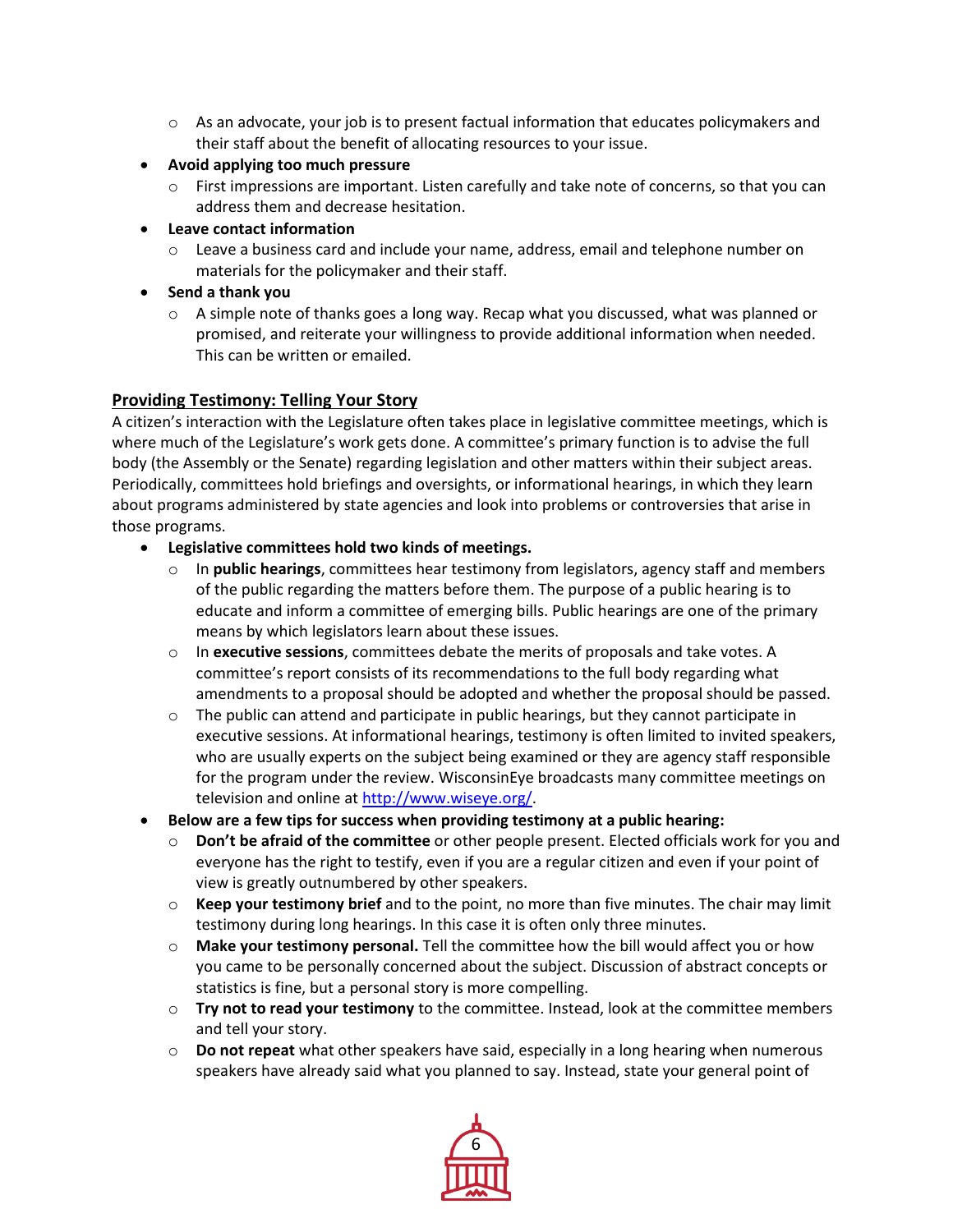- As an advocate, your job is to present factual information that educates policymakers and their staff about the benefit of allocating resources to your issue.
- **Avoid applying too much pressure**
    - First impressions are important. Listen carefully and take note of concerns, so that you can address them and decrease hesitation.
- **Leave contact information**
    - Leave a business card and include your name, address, email and telephone number on materials for the policymaker and their staff.
- **Send a thank you**
    - A simple note of thanks goes a long way. Recap what you discussed, what was planned or promised, and reiterate your willingness to provide additional information when needed. This can be written or emailed.

## Providing Testimony: Telling Your Story

A citizen's interaction with the Legislature often takes place in legislative committee meetings, which is where much of the Legislature's work gets done. A committee's primary function is to advise the full body (the Assembly or the Senate) regarding legislation and other matters within their subject areas. Periodically, committees hold briefings and oversights, or informational hearings, in which they learn about programs administered by state agencies and look into problems or controversies that arise in those programs.

- **Legislative committees hold two kinds of meetings.**
    - In **public hearings**, committees hear testimony from legislators, agency staff and members of the public regarding the matters before them. The purpose of a public hearing is to educate and inform a committee of emerging bills. Public hearings are one of the primary means by which legislators learn about these issues.
    - In **executive sessions**, committees debate the merits of proposals and take votes. A committee's report consists of its recommendations to the full body regarding what amendments to a proposal should be adopted and whether the proposal should be passed.
    - The public can attend and participate in public hearings, but they cannot participate in executive sessions. At informational hearings, testimony is often limited to invited speakers, who are usually experts on the subject being examined or they are agency staff responsible for the program under the review. WisconsinEye broadcasts many committee meetings on television and online at [http://www.wiseye.org/](http://www.wiseye.org/).
- **Below are a few tips for success when providing testimony at a public hearing:**
    - **Don't be afraid of the committee** or other people present. Elected officials work for you and everyone has the right to testify, even if you are a regular citizen and even if your point of view is greatly outnumbered by other speakers.
    - **Keep your testimony brief** and to the point, no more than five minutes. The chair may limit testimony during long hearings. In this case it is often only three minutes.
    - **Make your testimony personal.** Tell the committee how the bill would affect you or how you came to be personally concerned about the subject. Discussion of abstract concepts or statistics is fine, but a personal story is more compelling.
    - **Try not to read your testimony** to the committee. Instead, look at the committee members and tell your story.
    - **Do not repeat** what other speakers have said, especially in a long hearing when numerous speakers have already said what you planned to say. Instead, state your general point of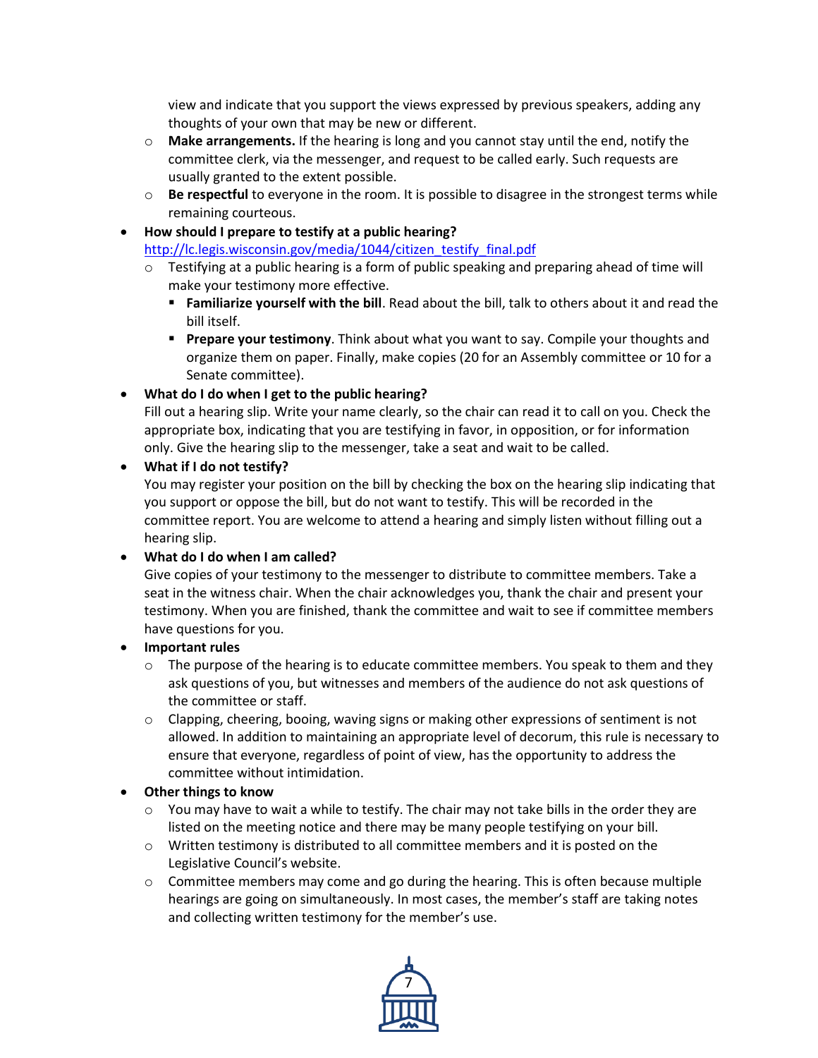view and indicate that you support the views expressed by previous speakers, adding any thoughts of your own that may be new or different.
  - **Make arrangements.** If the hearing is long and you cannot stay until the end, notify the committee clerk, via the messenger, and request to be called early. Such requests are usually granted to the extent possible.
  - **Be respectful** to everyone in the room. It is possible to disagree in the strongest terms while remaining courteous.

- **How should I prepare to testify at a public hearing?**
  [http://lc.legis.wisconsin.gov/media/1044/citizen_testify_final.pdf](http://lc.legis.wisconsin.gov/media/1044/citizen_testify_final.pdf)
  - Testifying at a public hearing is a form of public speaking and preparing ahead of time will make your testimony more effective.
    - **Familiarize yourself with the bill**. Read about the bill, talk to others about it and read the bill itself.
    - **Prepare your testimony**. Think about what you want to say. Compile your thoughts and organize them on paper. Finally, make copies (20 for an Assembly committee or 10 for a Senate committee).

- **What do I do when I get to the public hearing?**
  Fill out a hearing slip. Write your name clearly, so the chair can read it to call on you. Check the appropriate box, indicating that you are testifying in favor, in opposition, or for information only. Give the hearing slip to the messenger, take a seat and wait to be called.

- **What if I do not testify?**
  You may register your position on the bill by checking the box on the hearing slip indicating that you support or oppose the bill, but do not want to testify. This will be recorded in the committee report. You are welcome to attend a hearing and simply listen without filling out a hearing slip.

- **What do I do when I am called?**
  Give copies of your testimony to the messenger to distribute to committee members. Take a seat in the witness chair. When the chair acknowledges you, thank the chair and present your testimony. When you are finished, thank the committee and wait to see if committee members have questions for you.

- **Important rules**
  - The purpose of the hearing is to educate committee members. You speak to them and they ask questions of you, but witnesses and members of the audience do not ask questions of the committee or staff.
  - Clapping, cheering, booing, waving signs or making other expressions of sentiment is not allowed. In addition to maintaining an appropriate level of decorum, this rule is necessary to ensure that everyone, regardless of point of view, has the opportunity to address the committee without intimidation.

- **Other things to know**
  - You may have to wait a while to testify. The chair may not take bills in the order they are listed on the meeting notice and there may be many people testifying on your bill.
  - Written testimony is distributed to all committee members and it is posted on the Legislative Council's website.
  - Committee members may come and go during the hearing. This is often because multiple hearings are going on simultaneously. In most cases, the member's staff are taking notes and collecting written testimony for the member's use.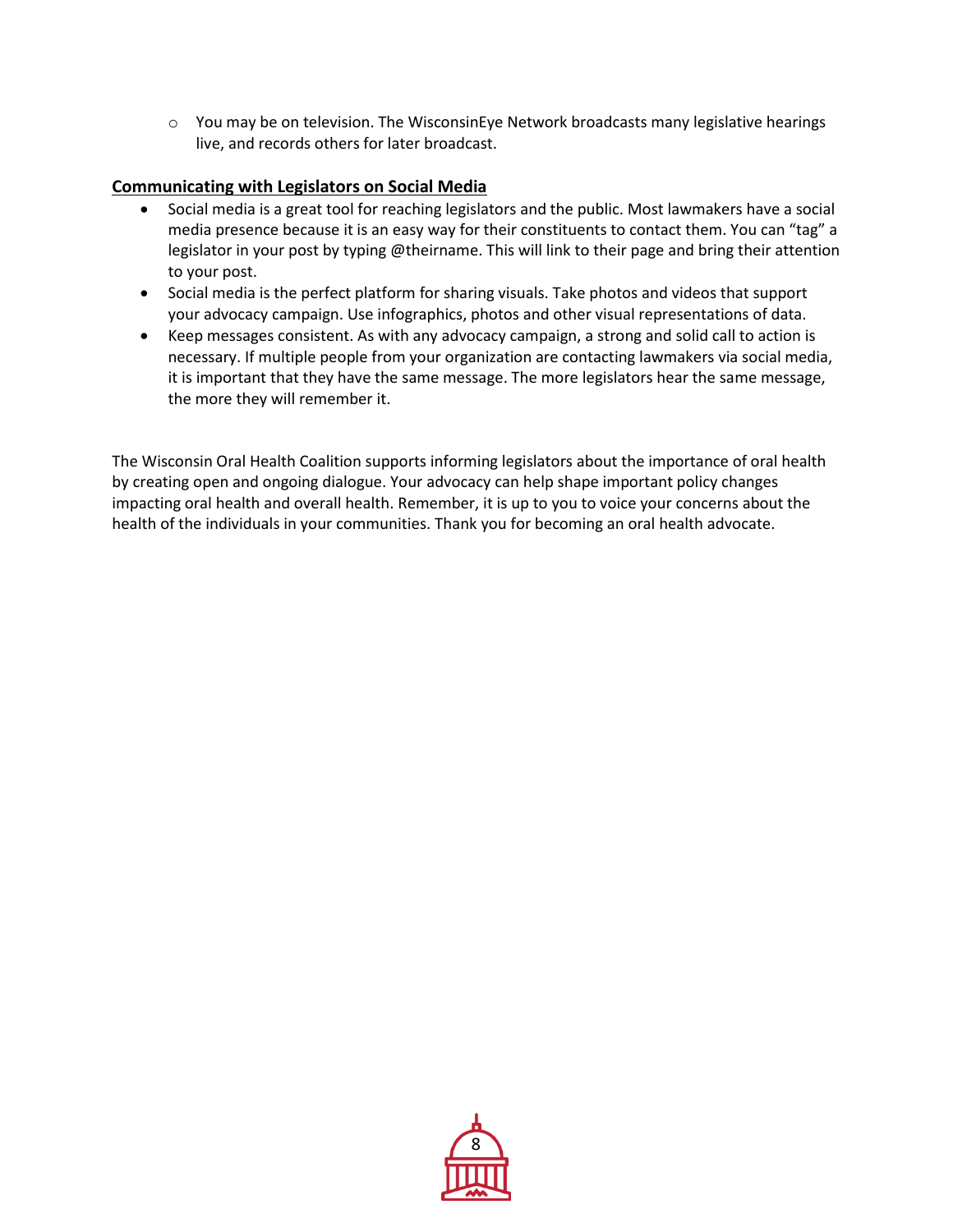- You may be on television. The WisconsinEye Network broadcasts many legislative hearings live, and records others for later broadcast.

**Communicating with Legislators on Social Media**

- Social media is a great tool for reaching legislators and the public. Most lawmakers have a social media presence because it is an easy way for their constituents to contact them. You can "tag" a legislator in your post by typing @theirname. This will link to their page and bring their attention to your post.
- Social media is the perfect platform for sharing visuals. Take photos and videos that support your advocacy campaign. Use infographics, photos and other visual representations of data.
- Keep messages consistent. As with any advocacy campaign, a strong and solid call to action is necessary. If multiple people from your organization are contacting lawmakers via social media, it is important that they have the same message. The more legislators hear the same message, the more they will remember it.

The Wisconsin Oral Health Coalition supports informing legislators about the importance of oral health by creating open and ongoing dialogue. Your advocacy can help shape important policy changes impacting oral health and overall health. Remember, it is up to you to voice your concerns about the health of the individuals in your communities. Thank you for becoming an oral health advocate.